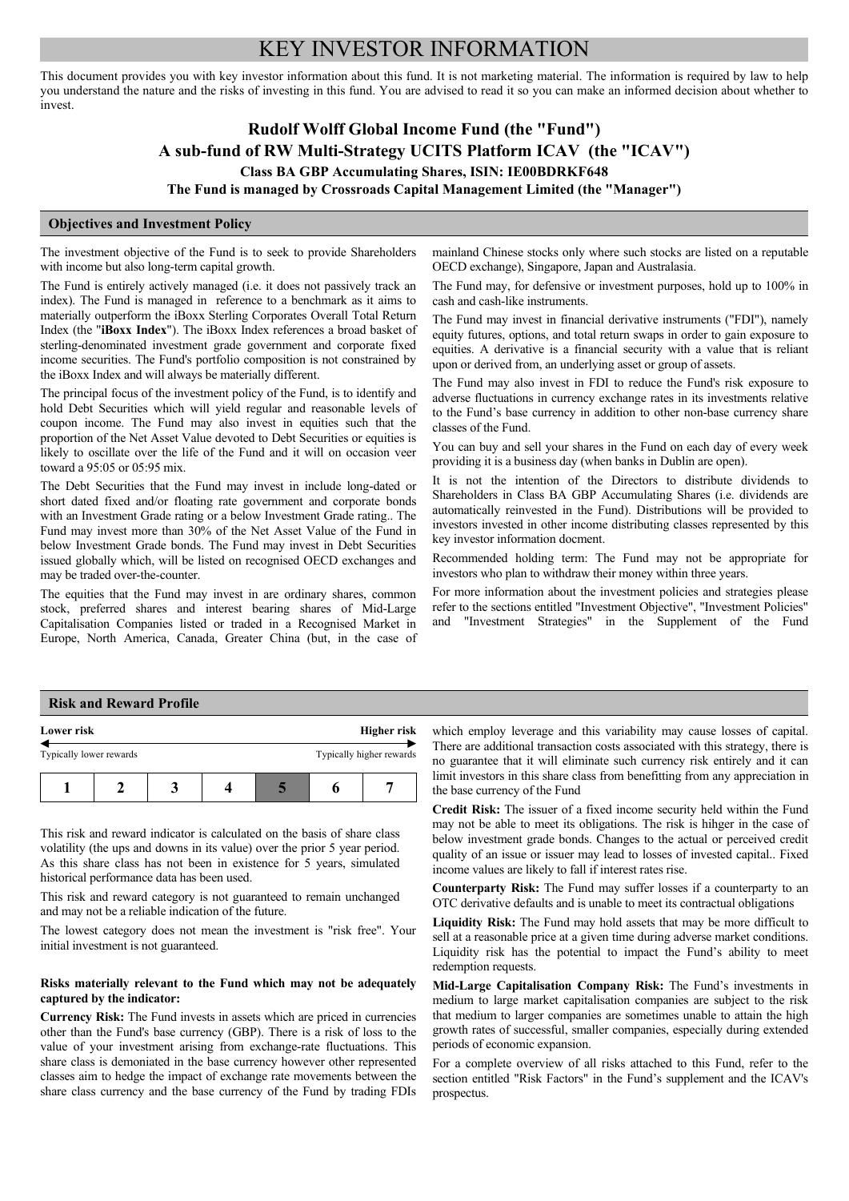# KEY INVESTOR INFORMATION

This document provides you with key investor information about this fund. It is not marketing material. The information is required by law to help you understand the nature and the risks of investing in this fund. You are advised to read it so you can make an informed decision about whether to invest.

**Rudolf Wolff Global Income Fund (the "Fund")**
**A sub-fund of RW Multi-Strategy UCITS Platform ICAV (the "ICAV")**
**Class BA GBP Accumulating Shares, ISIN: IE00BDRKF648**
**The Fund is managed by Crossroads Capital Management Limited (the "Manager")**

## Objectives and Investment Policy

The investment objective of the Fund is to seek to provide Shareholders with income but also long-term capital growth.

The Fund is entirely actively managed (i.e. it does not passively track an index). The Fund is managed in reference to a benchmark as it aims to materially outperform the iBoxx Sterling Corporates Overall Total Return Index (the "**iBoxx Index**"). The iBoxx Index references a broad basket of sterling-denominated investment grade government and corporate fixed income securities. The Fund's portfolio composition is not constrained by the iBoxx Index and will always be materially different.

The principal focus of the investment policy of the Fund, is to identify and hold Debt Securities which will yield regular and reasonable levels of coupon income. The Fund may also invest in equities such that the proportion of the Net Asset Value devoted to Debt Securities or equities is likely to oscillate over the life of the Fund and it will on occasion veer toward a 95:05 or 05:95 mix.

The Debt Securities that the Fund may invest in include long-dated or short dated fixed and/or floating rate government and corporate bonds with an Investment Grade rating or a below Investment Grade rating.. The Fund may invest more than 30% of the Net Asset Value of the Fund in below Investment Grade bonds. The Fund may invest in Debt Securities issued globally which, will be listed on recognised OECD exchanges and may be traded over-the-counter.

The equities that the Fund may invest in are ordinary shares, common stock, preferred shares and interest bearing shares of Mid-Large Capitalisation Companies listed or traded in a Recognised Market in Europe, North America, Canada, Greater China (but, in the case of mainland Chinese stocks only where such stocks are listed on a reputable OECD exchange), Singapore, Japan and Australasia.

The Fund may, for defensive or investment purposes, hold up to 100% in cash and cash-like instruments.

The Fund may invest in financial derivative instruments ("FDI"), namely equity futures, options, and total return swaps in order to gain exposure to equities. A derivative is a financial security with a value that is reliant upon or derived from, an underlying asset or group of assets.

The Fund may also invest in FDI to reduce the Fund's risk exposure to adverse fluctuations in currency exchange rates in its investments relative to the Fund's base currency in addition to other non-base currency share classes of the Fund.

You can buy and sell your shares in the Fund on each day of every week providing it is a business day (when banks in Dublin are open).

It is not the intention of the Directors to distribute dividends to Shareholders in Class BA GBP Accumulating Shares (i.e. dividends are automatically reinvested in the Fund). Distributions will be provided to investors invested in other income distributing classes represented by this key investor information docment.

Recommended holding term: The Fund may not be appropriate for investors who plan to withdraw their money within three years.

For more information about the investment policies and strategies please refer to the sections entitled "Investment Objective", "Investment Policies" and "Investment Strategies" in the Supplement of the Fund

## Risk and Reward Profile

**Lower risk** — **Higher risk**

Typically lower rewards — Typically higher rewards

| 1 | 2 | 3 | 4 | 5 | 6 | 7 |
|---|---|---|---|---|---|---|

(Category 5 highlighted)

This risk and reward indicator is calculated on the basis of share class volatility (the ups and downs in its value) over the prior 5 year period. As this share class has not been in existence for 5 years, simulated historical performance data has been used.

This risk and reward category is not guaranteed to remain unchanged and may not be a reliable indication of the future.

The lowest category does not mean the investment is "risk free". Your initial investment is not guaranteed.

**Risks materially relevant to the Fund which may not be adequately captured by the indicator:**

**Currency Risk:** The Fund invests in assets which are priced in currencies other than the Fund's base currency (GBP). There is a risk of loss to the value of your investment arising from exchange-rate fluctuations. This share class is demoniated in the base currency however other represented classes aim to hedge the impact of exchange rate movements between the share class currency and the base currency of the Fund by trading FDIs which employ leverage and this variability may cause losses of capital. There are additional transaction costs associated with this strategy, there is no guarantee that it will eliminate such currency risk entirely and it can limit investors in this share class from benefitting from any appreciation in the base currency of the Fund

**Credit Risk:** The issuer of a fixed income security held within the Fund may not be able to meet its obligations. The risk is hihger in the case of below investment grade bonds. Changes to the actual or perceived credit quality of an issue or issuer may lead to losses of invested capital.. Fixed income values are likely to fall if interest rates rise.

**Counterparty Risk:** The Fund may suffer losses if a counterparty to an OTC derivative defaults and is unable to meet its contractual obligations

**Liquidity Risk:** The Fund may hold assets that may be more difficult to sell at a reasonable price at a given time during adverse market conditions. Liquidity risk has the potential to impact the Fund's ability to meet redemption requests.

**Mid-Large Capitalisation Company Risk:** The Fund's investments in medium to large market capitalisation companies are subject to the risk that medium to larger companies are sometimes unable to attain the high growth rates of successful, smaller companies, especially during extended periods of economic expansion.

For a complete overview of all risks attached to this Fund, refer to the section entitled "Risk Factors" in the Fund's supplement and the ICAV's prospectus.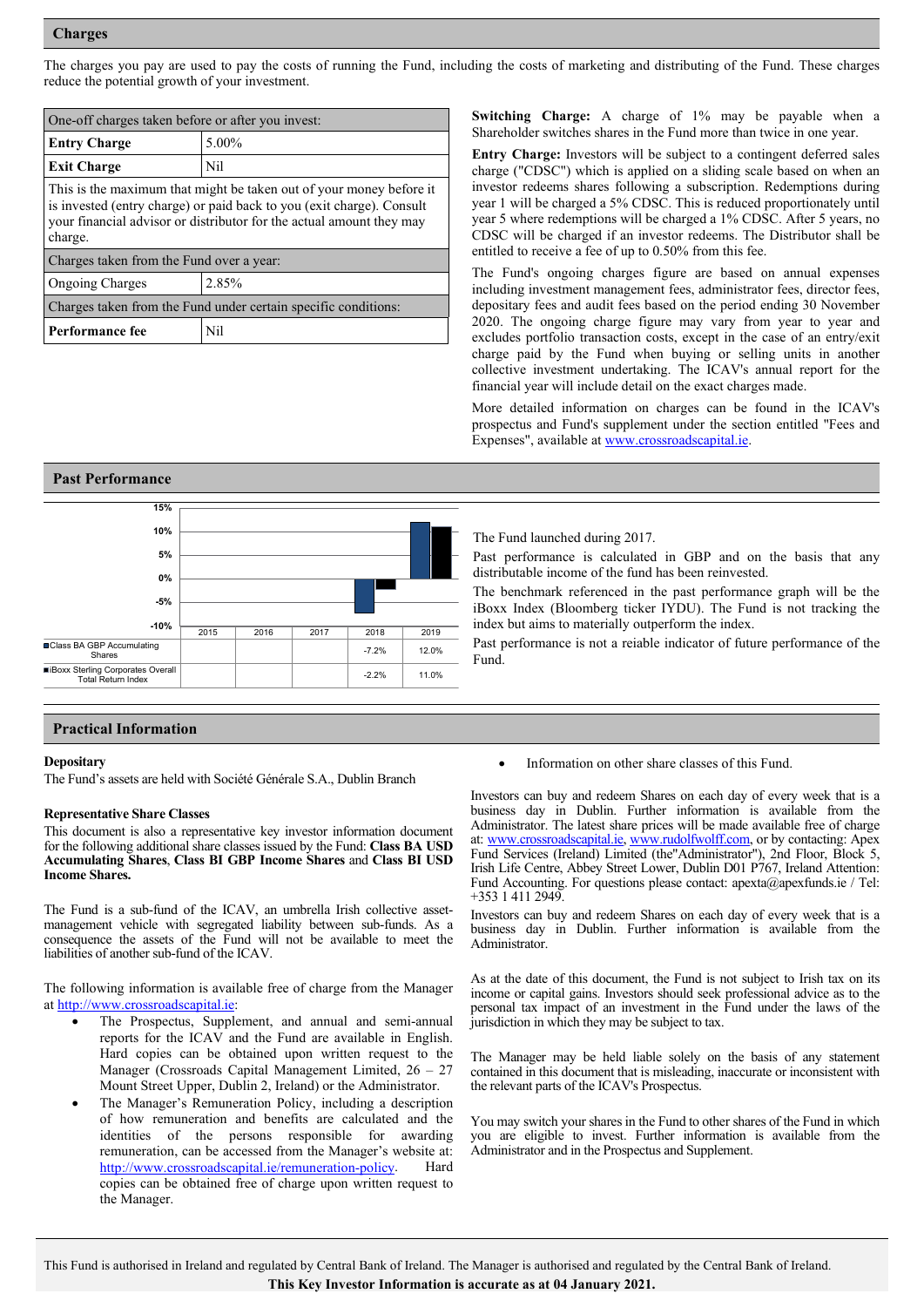## Charges

The charges you pay are used to pay the costs of running the Fund, including the costs of marketing and distributing of the Fund. These charges reduce the potential growth of your investment.

| One-off charges taken before or after you invest: | |
|---|---|
| **Entry Charge** | 5.00% |
| **Exit Charge** | Nil |
| This is the maximum that might be taken out of your money before it is invested (entry charge) or paid back to you (exit charge). Consult your financial advisor or distributor for the actual amount they may charge. | |
| Charges taken from the Fund over a year: | |
| Ongoing Charges | 2.85% |
| Charges taken from the Fund under certain specific conditions: | |
| **Performance fee** | Nil |

**Switching Charge:** A charge of 1% may be payable when a Shareholder switches shares in the Fund more than twice in one year.

**Entry Charge:** Investors will be subject to a contingent deferred sales charge ("CDSC") which is applied on a sliding scale based on when an investor redeems shares following a subscription. Redemptions during year 1 will be charged a 5% CDSC. This is reduced proportionately until year 5 where redemptions will be charged a 1% CDSC. After 5 years, no CDSC will be charged if an investor redeems. The Distributor shall be entitled to receive a fee of up to 0.50% from this fee.

The Fund's ongoing charges figure are based on annual expenses including investment management fees, administrator fees, director fees, depositary fees and audit fees based on the period ending 30 November 2020. The ongoing charge figure may vary from year to year and excludes portfolio transaction costs, except in the case of an entry/exit charge paid by the Fund when buying or selling units in another collective investment undertaking. The ICAV's annual report for the financial year will include detail on the exact charges made.

More detailed information on charges can be found in the ICAV's prospectus and Fund's supplement under the section entitled "Fees and Expenses", available at www.crossroadscapital.ie.

## Past Performance

15%
10%
5%
0%
-5%
-10%

2015 2016 2017 2018 2019

Class BA GBP Accumulating Shares: -7.2% (2018), 12.0% (2019)

iBoxx Sterling Corporates Overall Total Return Index: -2.2% (2018), 11.0% (2019)

The Fund launched during 2017.

Past performance is calculated in GBP and on the basis that any distributable income of the fund has been reinvested.

The benchmark referenced in the past performance graph will be the iBoxx Index (Bloomberg ticker IYDU). The Fund is not tracking the index but aims to materially outperform the index.

Past performance is not a reiable indicator of future performance of the Fund.

## Practical Information

**Depositary**
The Fund's assets are held with Société Générale S.A., Dublin Branch

**Representative Share Classes**
This document is also a representative key investor information document for the following additional share classes issued by the Fund: **Class BA USD Accumulating Shares**, **Class BI GBP Income Shares** and **Class BI USD Income Shares.**

The Fund is a sub-fund of the ICAV, an umbrella Irish collective asset-management vehicle with segregated liability between sub-funds. As a consequence the assets of the Fund will not be available to meet the liabilities of another sub-fund of the ICAV.

The following information is available free of charge from the Manager at http://www.crossroadscapital.ie:

- The Prospectus, Supplement, and annual and semi-annual reports for the ICAV and the Fund are available in English. Hard copies can be obtained upon written request to the Manager (Crossroads Capital Management Limited, 26 – 27 Mount Street Upper, Dublin 2, Ireland) or the Administrator.
- The Manager's Remuneration Policy, including a description of how remuneration and benefits are calculated and the identities of the persons responsible for awarding remuneration, can be accessed from the Manager's website at: http://www.crossroadscapital.ie/remuneration-policy. Hard copies can be obtained free of charge upon written request to the Manager.
- Information on other share classes of this Fund.

Investors can buy and redeem Shares on each day of every week that is a business day in Dublin. Further information is available from the Administrator. The latest share prices will be made available free of charge at: www.crossroadscapital.ie, www.rudolfwolff.com, or by contacting: Apex Fund Services (Ireland) Limited (the"Administrator"), 2nd Floor, Block 5, Irish Life Centre, Abbey Street Lower, Dublin D01 P767, Ireland Attention: Fund Accounting. For questions please contact: apexta@apexfunds.ie / Tel: +353 1 411 2949.

Investors can buy and redeem Shares on each day of every week that is a business day in Dublin. Further information is available from the Administrator.

As at the date of this document, the Fund is not subject to Irish tax on its income or capital gains. Investors should seek professional advice as to the personal tax impact of an investment in the Fund under the laws of the jurisdiction in which they may be subject to tax.

The Manager may be held liable solely on the basis of any statement contained in this document that is misleading, inaccurate or inconsistent with the relevant parts of the ICAV's Prospectus.

You may switch your shares in the Fund to other shares of the Fund in which you are eligible to invest. Further information is available from the Administrator and in the Prospectus and Supplement.

This Fund is authorised in Ireland and regulated by Central Bank of Ireland. The Manager is authorised and regulated by the Central Bank of Ireland.
**This Key Investor Information is accurate as at 04 January 2021.**